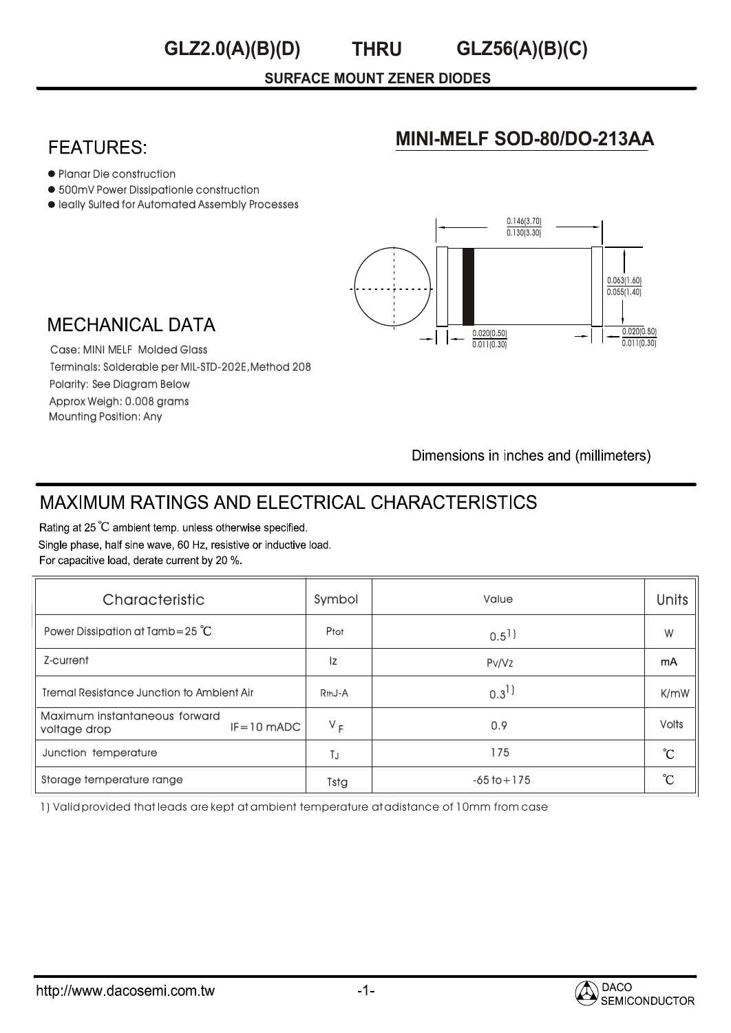# GLZ2.0(A)(B)(D) THRU GLZ56(A)(B)(C)

**SURFACE MOUNT ZENER DIODES**

## FEATURES:

- Planar Die construction
- 500mV Power Dissipationie construction
- Ieally Sulted for Automated Assembly Processes

## MINI-MELF SOD-80/DO-213AA

0.146(3.70)
0.130(3.30)

0.063(1.60)
0.055(1.40)

0.020(0.50)
0.011(0.30)

0.020(0.50)
0.011(0.30)

Dimensions in inches and (millimeters)

## MECHANICAL DATA

Case: MINI MELF Molded Glass
Terminals: Solderable per MIL-STD-202E,Method 208
Polarity: See Diagram Below
Approx Weigh: 0.008 grams
Mounting Position: Any

## MAXIMUM RATINGS AND ELECTRICAL CHARACTERISTICS

Rating at 25 ℃ ambient temp. unless otherwise specified.
Single phase, half sine wave, 60 Hz, resistive or inductive load.
For capacitive load, derate current by 20 %.

| Characteristic | Symbol | Value | Units |
|---|---|---|---|
| Power Dissipation at Tamb=25 ℃ | $P_{tot}$ | 0.5[1] | W |
| Z-current | Iz | Pv/Vz | mA |
| Tremal Resistance Junction to Ambient Air | $R_{thJ-A}$ | 0.3[1] | K/mW |
| Maximum instantaneous forward voltage drop IF=10 mADC | $V_F$ | 0.9 | Volts |
| Junction temperature | $T_J$ | 175 | ℃ |
| Storage temperature range | Tstg | -65 to +175 | ℃ |

1) Valid provided that leads are kept at ambient temperature at adistance of 10mm from case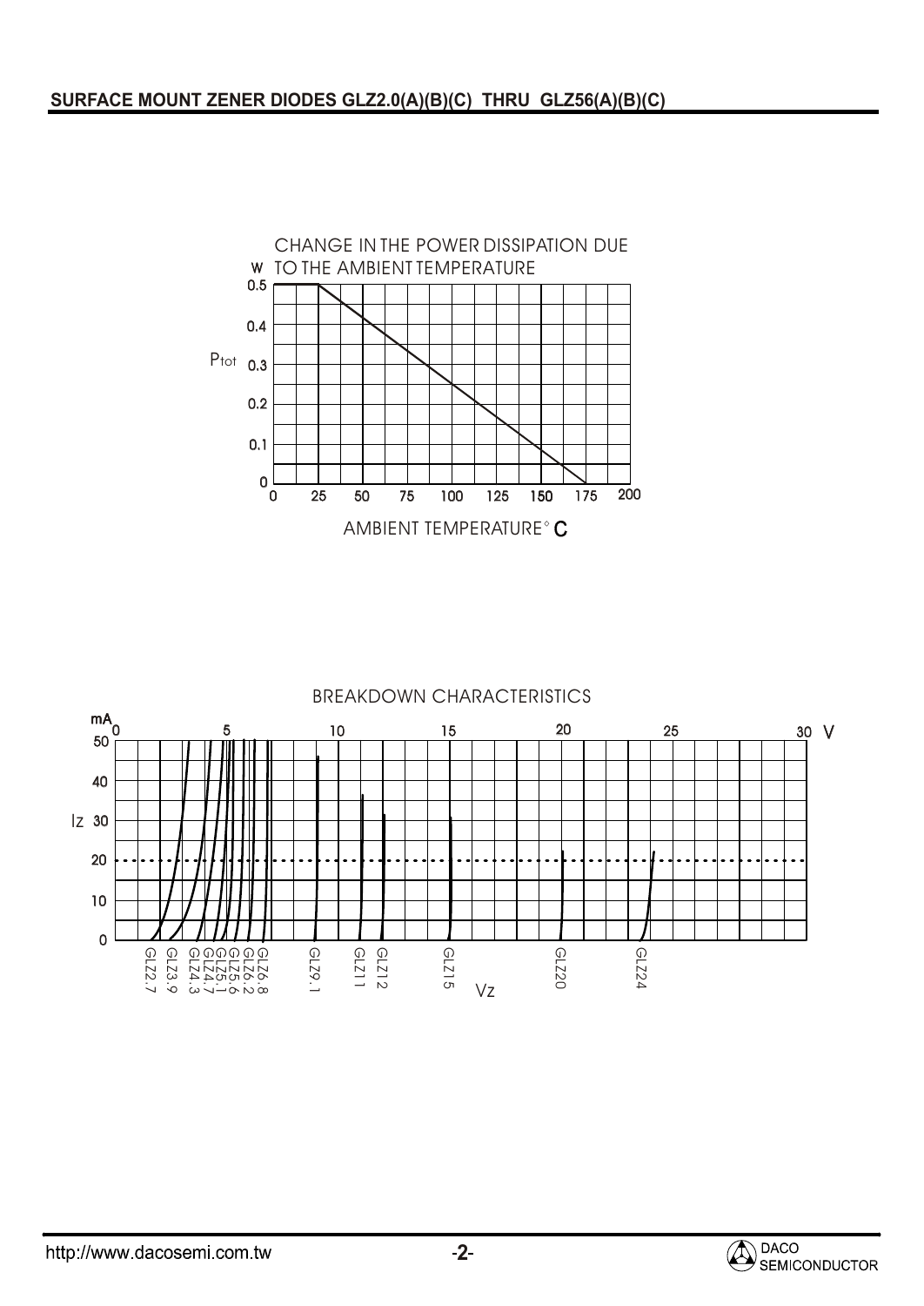CHANGE IN THE POWER DISSIPATION DUE TO THE AMBIENT TEMPERATURE

W

$P_{tot}$

0.5
0.4
0.3
0.2
0.1
0

0 25 50 75 100 125 150 175 200

AMBIENT TEMPERATURE° C

BREAKDOWN CHARACTERISTICS

mA

Iz

50
40
30
20
10
0

0 5 10 15 20 25 30 V

GLZ2.7 GLZ3.9 GLZ4.3 GLZ4.7 GLZ5.1 GLZ5.6 GLZ6.2 GLZ6.8 GLZ9.1 GLZ11 GLZ12 GLZ15 GLZ20 GLZ24

Vz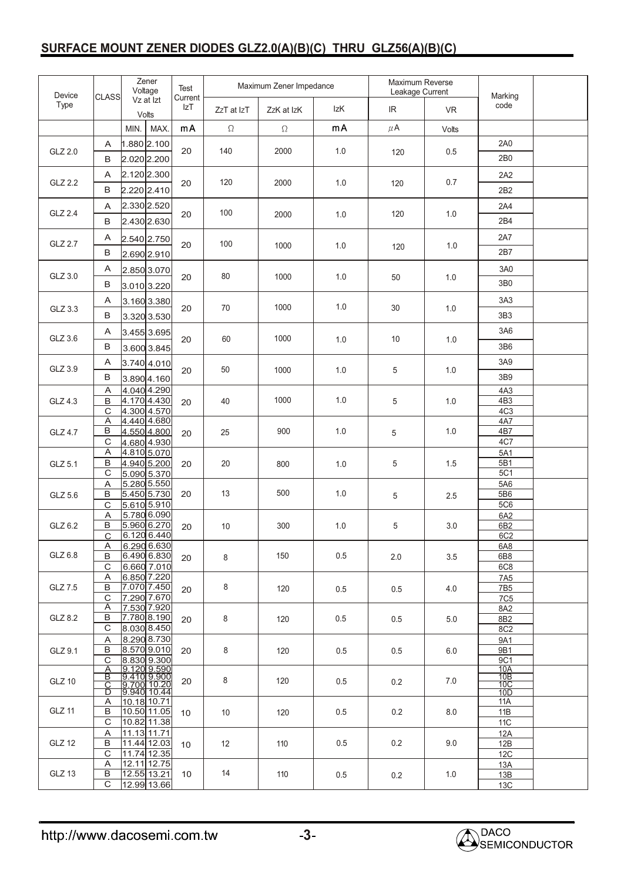## SURFACE MOUNT ZENER DIODES GLZ2.0(A)(B)(C) THRU GLZ56(A)(B)(C)

| Device Type | CLASS | Zener Voltage Vz at Izt Volts | | Test Current IzT | Maximum Zener Impedance | | | Maximum Reverse Leakage Current | | Marking code |
|---|---|---|---|---|---|---|---|---|---|---|
| | | MIN. | MAX. | mA | ZzT at IzT Ω | ZzK at IzK Ω | IzK mA | IR μA | VR Volts | |
| GLZ 2.0 | A | 1.880 | 2.100 | 20 | 140 | 2000 | 1.0 | 120 | 0.5 | 2A0 |
| | B | 2.020 | 2.200 | | | | | | | 2B0 |
| GLZ 2.2 | A | 2.120 | 2.300 | 20 | 120 | 2000 | 1.0 | 120 | 0.7 | 2A2 |
| | B | 2.220 | 2.410 | | | | | | | 2B2 |
| GLZ 2.4 | A | 2.330 | 2.520 | 20 | 100 | 2000 | 1.0 | 120 | 1.0 | 2A4 |
| | B | 2.430 | 2.630 | | | | | | | 2B4 |
| GLZ 2.7 | A | 2.540 | 2.750 | 20 | 100 | 1000 | 1.0 | 120 | 1.0 | 2A7 |
| | B | 2.690 | 2.910 | | | | | | | 2B7 |
| GLZ 3.0 | A | 2.850 | 3.070 | 20 | 80 | 1000 | 1.0 | 50 | 1.0 | 3A0 |
| | B | 3.010 | 3.220 | | | | | | | 3B0 |
| GLZ 3.3 | A | 3.160 | 3.380 | 20 | 70 | 1000 | 1.0 | 30 | 1.0 | 3A3 |
| | B | 3.320 | 3.530 | | | | | | | 3B3 |
| GLZ 3.6 | A | 3.455 | 3.695 | 20 | 60 | 1000 | 1.0 | 10 | 1.0 | 3A6 |
| | B | 3.600 | 3.845 | | | | | | | 3B6 |
| GLZ 3.9 | A | 3.740 | 4.010 | 20 | 50 | 1000 | 1.0 | 5 | 1.0 | 3A9 |
| | B | 3.890 | 4.160 | | | | | | | 3B9 |
| GLZ 4.3 | A | 4.040 | 4.290 | 20 | 40 | 1000 | 1.0 | 5 | 1.0 | 4A3 |
| | B | 4.170 | 4.430 | | | | | | | 4B3 |
| | C | 4.300 | 4.570 | | | | | | | 4C3 |
| GLZ 4.7 | A | 4.440 | 4.680 | 20 | 25 | 900 | 1.0 | 5 | 1.0 | 4A7 |
| | B | 4.550 | 4.800 | | | | | | | 4B7 |
| | C | 4.680 | 4.930 | | | | | | | 4C7 |
| GLZ 5.1 | A | 4.810 | 5.070 | 20 | 20 | 800 | 1.0 | 5 | 1.5 | 5A1 |
| | B | 4.940 | 5.200 | | | | | | | 5B1 |
| | C | 5.090 | 5.370 | | | | | | | 5C1 |
| GLZ 5.6 | A | 5.280 | 5.550 | 20 | 13 | 500 | 1.0 | 5 | 2.5 | 5A6 |
| | B | 5.450 | 5.730 | | | | | | | 5B6 |
| | C | 5.610 | 5.910 | | | | | | | 5C6 |
| GLZ 6.2 | A | 5.780 | 6.090 | 20 | 10 | 300 | 1.0 | 5 | 3.0 | 6A2 |
| | B | 5.960 | 6.270 | | | | | | | 6B2 |
| | C | 6.120 | 6.440 | | | | | | | 6C2 |
| GLZ 6.8 | A | 6.290 | 6.630 | 20 | 8 | 150 | 0.5 | 2.0 | 3.5 | 6A8 |
| | B | 6.490 | 6.830 | | | | | | | 6B8 |
| | C | 6.660 | 7.010 | | | | | | | 6C8 |
| GLZ 7.5 | A | 6.850 | 7.220 | 20 | 8 | 120 | 0.5 | 0.5 | 4.0 | 7A5 |
| | B | 7.070 | 7.450 | | | | | | | 7B5 |
| | C | 7.290 | 7.670 | | | | | | | 7C5 |
| GLZ 8.2 | A | 7.530 | 7.920 | 20 | 8 | 120 | 0.5 | 0.5 | 5.0 | 8A2 |
| | B | 7.780 | 8.190 | | | | | | | 8B2 |
| | C | 8.030 | 8.450 | | | | | | | 8C2 |
| GLZ 9.1 | A | 8.290 | 8.730 | 20 | 8 | 120 | 0.5 | 0.5 | 6.0 | 9A1 |
| | B | 8.570 | 9.010 | | | | | | | 9B1 |
| | C | 8.830 | 9.300 | | | | | | | 9C1 |
| GLZ 10 | A | 9.120 | 9.590 | 20 | 8 | 120 | 0.5 | 0.2 | 7.0 | 10A |
| | B | 9.410 | 9.900 | | | | | | | 10B |
| | C | 9.700 | 10.20 | | | | | | | 10C |
| | D | 9.940 | 10.44 | | | | | | | 10D |
| GLZ 11 | A | 10.18 | 10.71 | 10 | 10 | 120 | 0.5 | 0.2 | 8.0 | 11A |
| | B | 10.50 | 11.05 | | | | | | | 11B |
| | C | 10.82 | 11.38 | | | | | | | 11C |
| GLZ 12 | A | 11.13 | 11.71 | 10 | 12 | 110 | 0.5 | 0.2 | 9.0 | 12A |
| | B | 11.44 | 12.03 | | | | | | | 12B |
| | C | 11.74 | 12.35 | | | | | | | 12C |
| GLZ 13 | A | 12.11 | 12.75 | 10 | 14 | 110 | 0.5 | 0.2 | 1.0 | 13A |
| | B | 12.55 | 13.21 | | | | | | | 13B |
| | C | 12.99 | 13.66 | | | | | | | 13C |

http://www.dacosemi.com.tw

DACO SEMICONDUCTOR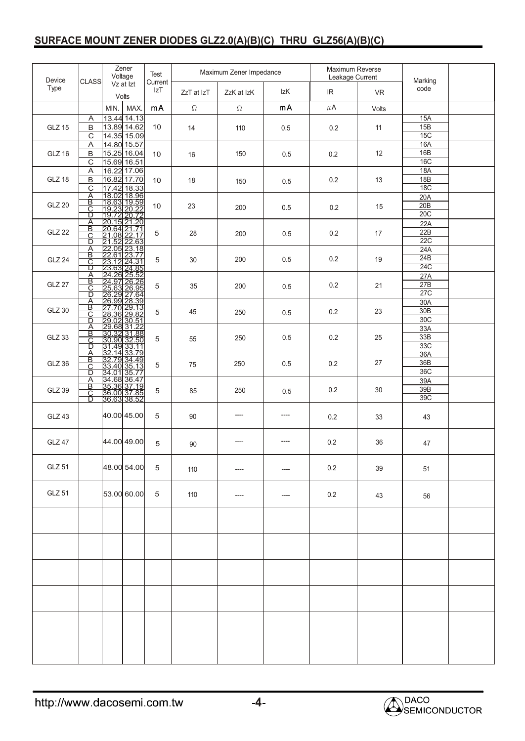## SURFACE MOUNT ZENER DIODES GLZ2.0(A)(B)(C) THRU GLZ56(A)(B)(C)

| Device Type | CLASS | Zener Voltage Vz at Izt Volts | | Test Current IzT | Maximum Zener Impedance | | | Maximum Reverse Leakage Current | | Marking code | |
|---|---|---|---|---|---|---|---|---|---|---|---|
| | | | | | ZzT at IzT | ZzK at IzK | IzK | IR | VR | | |
| | | MIN. | MAX. | mA | Ω | Ω | mA | μA | Volts | | |
| GLZ 15 | A | 13.44 | 14.13 | 10 | 14 | 110 | 0.5 | 0.2 | 11 | 15A | |
| | B | 13.89 | 14.62 | | | | | | | 15B | |
| | C | 14.35 | 15.09 | | | | | | | 15C | |
| GLZ 16 | A | 14.80 | 15.57 | 10 | 16 | 150 | 0.5 | 0.2 | 12 | 16A | |
| | B | 15.25 | 16.04 | | | | | | | 16B | |
| | C | 15.69 | 16.51 | | | | | | | 16C | |
| GLZ 18 | A | 16.22 | 17.06 | 10 | 18 | 150 | 0.5 | 0.2 | 13 | 18A | |
| | B | 16.82 | 17.70 | | | | | | | 18B | |
| | C | 17.42 | 18.33 | | | | | | | 18C | |
| GLZ 20 | A | 18.02 | 18.96 | 10 | 23 | 200 | 0.5 | 0.2 | 15 | 20A | |
| | B | 18.63 | 19.59 | | | | | | | 20B | |
| | C | 19.23 | 20.22 | | | | | | | 20C | |
| | D | 19.72 | 20.72 | | | | | | | | |
| GLZ 22 | A | 20.15 | 21.20 | 5 | 28 | 200 | 0.5 | 0.2 | 17 | 22A | |
| | B | 20.64 | 21.71 | | | | | | | 22B | |
| | C | 21.08 | 22.17 | | | | | | | 22C | |
| | D | 21.52 | 22.63 | | | | | | | | |
| GLZ 24 | A | 22.05 | 23.18 | 5 | 30 | 200 | 0.5 | 0.2 | 19 | 24A | |
| | B | 22.61 | 23.77 | | | | | | | 24B | |
| | C | 23.12 | 24.31 | | | | | | | 24C | |
| | D | 23.63 | 24.85 | | | | | | | | |
| GLZ 27 | A | 24.26 | 25.52 | 5 | 35 | 200 | 0.5 | 0.2 | 21 | 27A | |
| | B | 24.97 | 26.26 | | | | | | | 27B | |
| | C | 25.63 | 26.95 | | | | | | | 27C | |
| | D | 26.29 | 27.64 | | | | | | | | |
| GLZ 30 | A | 26.99 | 28.39 | 5 | 45 | 250 | 0.5 | 0.2 | 23 | 30A | |
| | B | 27.70 | 29.13 | | | | | | | 30B | |
| | C | 28.36 | 29.82 | | | | | | | 30C | |
| | D | 29.02 | 30.51 | | | | | | | | |
| GLZ 33 | A | 29.68 | 31.22 | 5 | 55 | 250 | 0.5 | 0.2 | 25 | 33A | |
| | B | 30.32 | 31.88 | | | | | | | 33B | |
| | C | 30.90 | 32.50 | | | | | | | 33C | |
| | D | 31.49 | 33.11 | | | | | | | | |
| GLZ 36 | A | 32.14 | 33.79 | 5 | 75 | 250 | 0.5 | 0.2 | 27 | 36A | |
| | B | 32.79 | 34.49 | | | | | | | 36B | |
| | C | 33.40 | 35.13 | | | | | | | 36C | |
| | D | 34.01 | 35.77 | | | | | | | | |
| GLZ 39 | A | 34.68 | 36.47 | 5 | 85 | 250 | 0.5 | 0.2 | 30 | 39A | |
| | B | 35.36 | 37.19 | | | | | | | 39B | |
| | C | 36.00 | 37.85 | | | | | | | 39C | |
| | D | 36.63 | 38.52 | | | | | | | | |
| GLZ 43 | | 40.00 | 45.00 | 5 | 90 | ---- | ---- | 0.2 | 33 | 43 | |
| GLZ 47 | | 44.00 | 49.00 | 5 | 90 | ---- | ---- | 0.2 | 36 | 47 | |
| GLZ 51 | | 48.00 | 54.00 | 5 | 110 | ---- | ---- | 0.2 | 39 | 51 | |
| GLZ 51 | | 53.00 | 60.00 | 5 | 110 | ---- | ---- | 0.2 | 43 | 56 | |

http://www.dacosemi.com.tw

DACO SEMICONDUCTOR